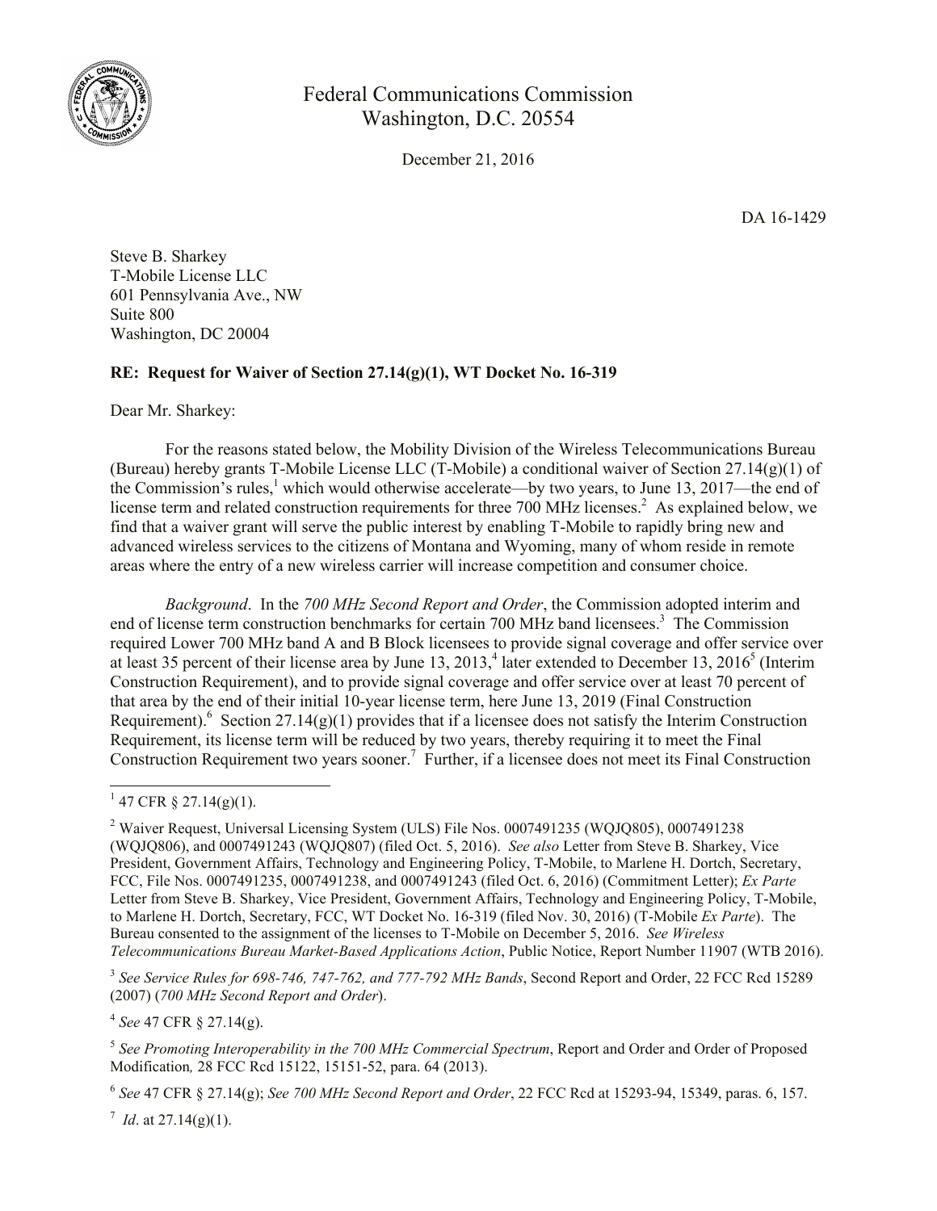Federal Communications Commission
Washington, D.C. 20554

December 21, 2016

DA 16-1429

Steve B. Sharkey
T-Mobile License LLC
601 Pennsylvania Ave., NW
Suite 800
Washington, DC 20004

**RE: Request for Waiver of Section 27.14(g)(1), WT Docket No. 16-319**

Dear Mr. Sharkey:

For the reasons stated below, the Mobility Division of the Wireless Telecommunications Bureau (Bureau) hereby grants T-Mobile License LLC (T-Mobile) a conditional waiver of Section 27.14(g)(1) of the Commission's rules,[1] which would otherwise accelerate—by two years, to June 13, 2017—the end of license term and related construction requirements for three 700 MHz licenses.[2] As explained below, we find that a waiver grant will serve the public interest by enabling T-Mobile to rapidly bring new and advanced wireless services to the citizens of Montana and Wyoming, many of whom reside in remote areas where the entry of a new wireless carrier will increase competition and consumer choice.

*Background*. In the *700 MHz Second Report and Order*, the Commission adopted interim and end of license term construction benchmarks for certain 700 MHz band licensees.[3] The Commission required Lower 700 MHz band A and B Block licensees to provide signal coverage and offer service over at least 35 percent of their license area by June 13, 2013,[4] later extended to December 13, 2016[5] (Interim Construction Requirement), and to provide signal coverage and offer service over at least 70 percent of that area by the end of their initial 10-year license term, here June 13, 2019 (Final Construction Requirement).[6] Section 27.14(g)(1) provides that if a licensee does not satisfy the Interim Construction Requirement, its license term will be reduced by two years, thereby requiring it to meet the Final Construction Requirement two years sooner.[7] Further, if a licensee does not meet its Final Construction

---

[1] 47 CFR § 27.14(g)(1).

[2] Waiver Request, Universal Licensing System (ULS) File Nos. 0007491235 (WQJQ805), 0007491238 (WQJQ806), and 0007491243 (WQJQ807) (filed Oct. 5, 2016). *See also* Letter from Steve B. Sharkey, Vice President, Government Affairs, Technology and Engineering Policy, T-Mobile, to Marlene H. Dortch, Secretary, FCC, File Nos. 0007491235, 0007491238, and 0007491243 (filed Oct. 6, 2016) (Commitment Letter); *Ex Parte* Letter from Steve B. Sharkey, Vice President, Government Affairs, Technology and Engineering Policy, T-Mobile, to Marlene H. Dortch, Secretary, FCC, WT Docket No. 16-319 (filed Nov. 30, 2016) (T-Mobile *Ex Parte*). The Bureau consented to the assignment of the licenses to T-Mobile on December 5, 2016. *See Wireless Telecommunications Bureau Market-Based Applications Action*, Public Notice, Report Number 11907 (WTB 2016).

[3] *See Service Rules for 698-746, 747-762, and 777-792 MHz Bands*, Second Report and Order, 22 FCC Rcd 15289 (2007) (*700 MHz Second Report and Order*).

[4] *See* 47 CFR § 27.14(g).

[5] *See Promoting Interoperability in the 700 MHz Commercial Spectrum*, Report and Order and Order of Proposed Modification*,* 28 FCC Rcd 15122, 15151-52, para. 64 (2013).

[6] *See* 47 CFR § 27.14(g); *See 700 MHz Second Report and Order*, 22 FCC Rcd at 15293-94, 15349, paras. 6, 157.

[7] *Id*. at 27.14(g)(1).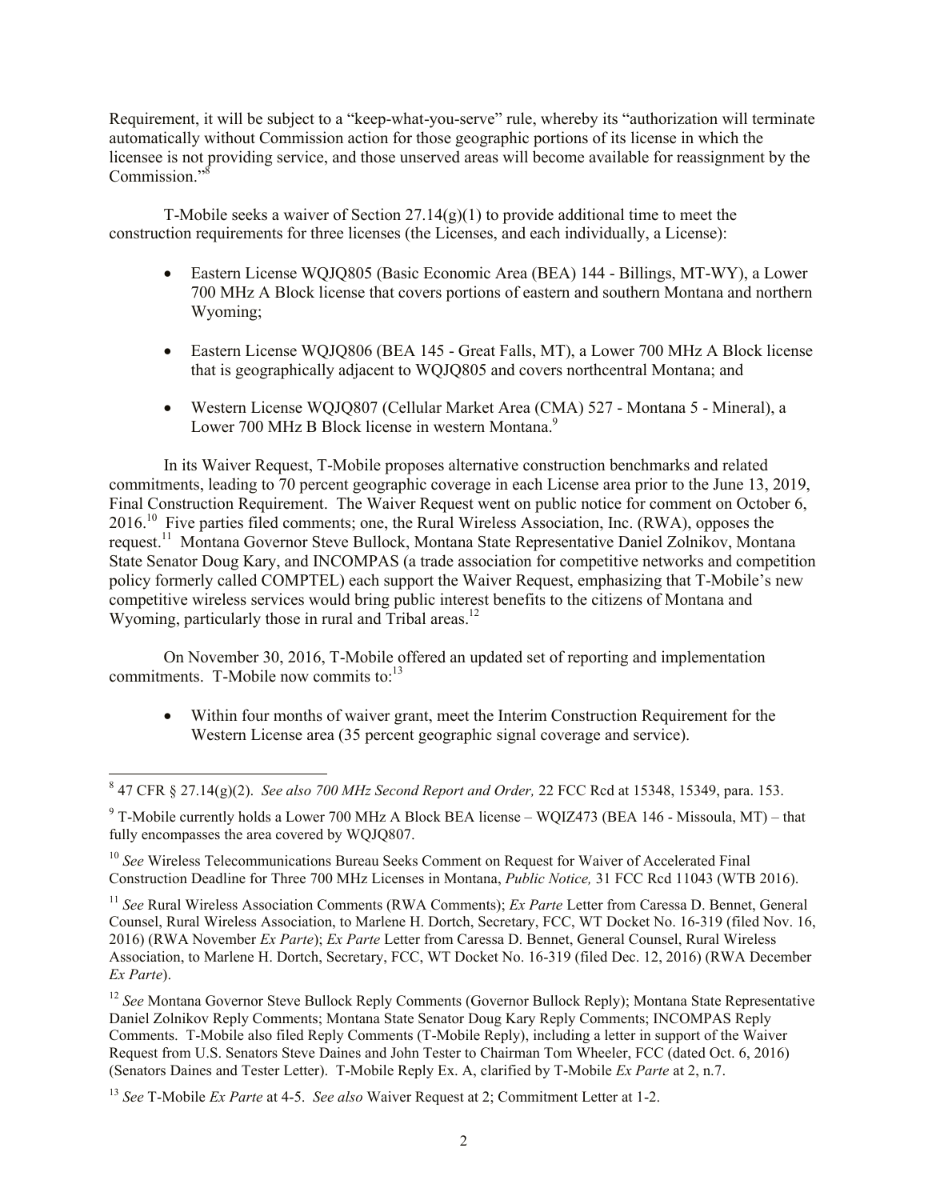Requirement, it will be subject to a "keep-what-you-serve" rule, whereby its "authorization will terminate automatically without Commission action for those geographic portions of its license in which the licensee is not providing service, and those unserved areas will become available for reassignment by the Commission."[8]

T-Mobile seeks a waiver of Section 27.14(g)(1) to provide additional time to meet the construction requirements for three licenses (the Licenses, and each individually, a License):

- Eastern License WQJQ805 (Basic Economic Area (BEA) 144 - Billings, MT-WY), a Lower 700 MHz A Block license that covers portions of eastern and southern Montana and northern Wyoming;
- Eastern License WQJQ806 (BEA 145 - Great Falls, MT), a Lower 700 MHz A Block license that is geographically adjacent to WQJQ805 and covers northcentral Montana; and
- Western License WQJQ807 (Cellular Market Area (CMA) 527 - Montana 5 - Mineral), a Lower 700 MHz B Block license in western Montana.[9]

In its Waiver Request, T-Mobile proposes alternative construction benchmarks and related commitments, leading to 70 percent geographic coverage in each License area prior to the June 13, 2019, Final Construction Requirement. The Waiver Request went on public notice for comment on October 6, 2016.[10] Five parties filed comments; one, the Rural Wireless Association, Inc. (RWA), opposes the request.[11] Montana Governor Steve Bullock, Montana State Representative Daniel Zolnikov, Montana State Senator Doug Kary, and INCOMPAS (a trade association for competitive networks and competition policy formerly called COMPTEL) each support the Waiver Request, emphasizing that T-Mobile's new competitive wireless services would bring public interest benefits to the citizens of Montana and Wyoming, particularly those in rural and Tribal areas.[12]

On November 30, 2016, T-Mobile offered an updated set of reporting and implementation commitments. T-Mobile now commits to:[13]

- Within four months of waiver grant, meet the Interim Construction Requirement for the Western License area (35 percent geographic signal coverage and service).

---

[8] 47 CFR § 27.14(g)(2). *See also 700 MHz Second Report and Order,* 22 FCC Rcd at 15348, 15349, para. 153.

[9] T-Mobile currently holds a Lower 700 MHz A Block BEA license – WQIZ473 (BEA 146 - Missoula, MT) – that fully encompasses the area covered by WQJQ807.

[10] *See* Wireless Telecommunications Bureau Seeks Comment on Request for Waiver of Accelerated Final Construction Deadline for Three 700 MHz Licenses in Montana, *Public Notice,* 31 FCC Rcd 11043 (WTB 2016).

[11] *See* Rural Wireless Association Comments (RWA Comments); *Ex Parte* Letter from Caressa D. Bennet, General Counsel, Rural Wireless Association, to Marlene H. Dortch, Secretary, FCC, WT Docket No. 16-319 (filed Nov. 16, 2016) (RWA November *Ex Parte*); *Ex Parte* Letter from Caressa D. Bennet, General Counsel, Rural Wireless Association, to Marlene H. Dortch, Secretary, FCC, WT Docket No. 16-319 (filed Dec. 12, 2016) (RWA December *Ex Parte*).

[12] *See* Montana Governor Steve Bullock Reply Comments (Governor Bullock Reply); Montana State Representative Daniel Zolnikov Reply Comments; Montana State Senator Doug Kary Reply Comments; INCOMPAS Reply Comments. T-Mobile also filed Reply Comments (T-Mobile Reply), including a letter in support of the Waiver Request from U.S. Senators Steve Daines and John Tester to Chairman Tom Wheeler, FCC (dated Oct. 6, 2016) (Senators Daines and Tester Letter). T-Mobile Reply Ex. A, clarified by T-Mobile *Ex Parte* at 2, n.7.

[13] *See* T-Mobile *Ex Parte* at 4-5. *See also* Waiver Request at 2; Commitment Letter at 1-2.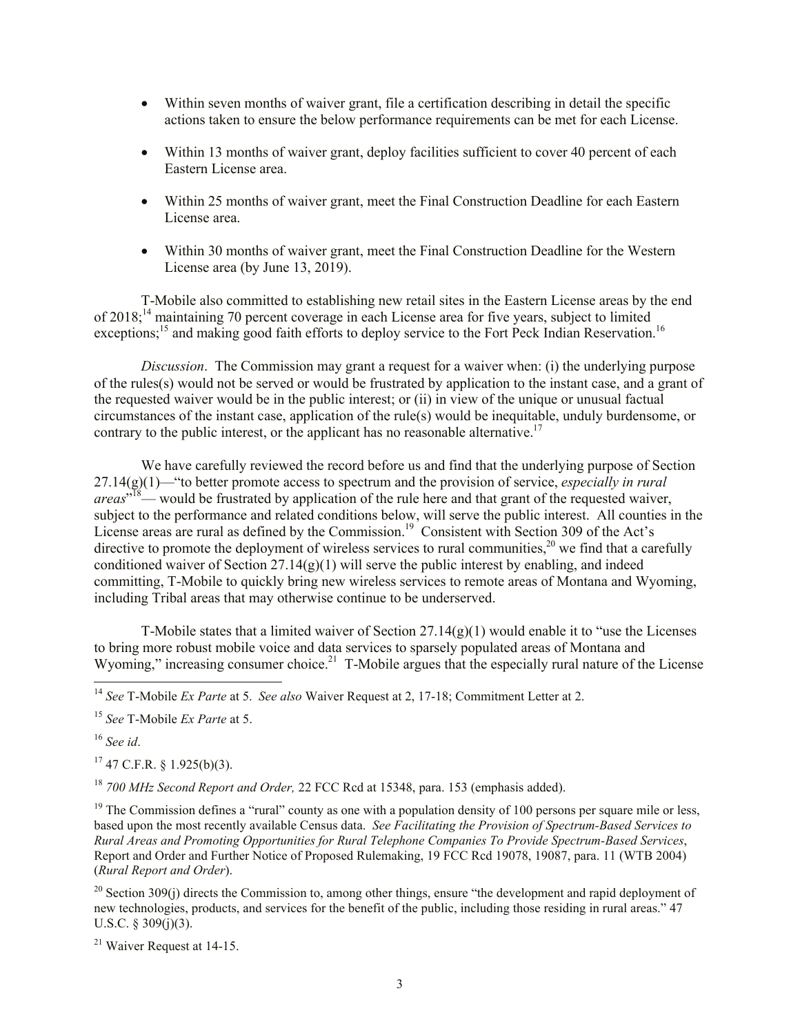- Within seven months of waiver grant, file a certification describing in detail the specific actions taken to ensure the below performance requirements can be met for each License.
- Within 13 months of waiver grant, deploy facilities sufficient to cover 40 percent of each Eastern License area.
- Within 25 months of waiver grant, meet the Final Construction Deadline for each Eastern License area.
- Within 30 months of waiver grant, meet the Final Construction Deadline for the Western License area (by June 13, 2019).

T-Mobile also committed to establishing new retail sites in the Eastern License areas by the end of 2018;[14] maintaining 70 percent coverage in each License area for five years, subject to limited exceptions;[15] and making good faith efforts to deploy service to the Fort Peck Indian Reservation.[16]

*Discussion*. The Commission may grant a request for a waiver when: (i) the underlying purpose of the rules(s) would not be served or would be frustrated by application to the instant case, and a grant of the requested waiver would be in the public interest; or (ii) in view of the unique or unusual factual circumstances of the instant case, application of the rule(s) would be inequitable, unduly burdensome, or contrary to the public interest, or the applicant has no reasonable alternative.[17]

We have carefully reviewed the record before us and find that the underlying purpose of Section 27.14(g)(1)—"to better promote access to spectrum and the provision of service, *especially in rural areas*"[18]— would be frustrated by application of the rule here and that grant of the requested waiver, subject to the performance and related conditions below, will serve the public interest. All counties in the License areas are rural as defined by the Commission.[19] Consistent with Section 309 of the Act's directive to promote the deployment of wireless services to rural communities,[20] we find that a carefully conditioned waiver of Section 27.14(g)(1) will serve the public interest by enabling, and indeed committing, T-Mobile to quickly bring new wireless services to remote areas of Montana and Wyoming, including Tribal areas that may otherwise continue to be underserved.

T-Mobile states that a limited waiver of Section 27.14(g)(1) would enable it to "use the Licenses to bring more robust mobile voice and data services to sparsely populated areas of Montana and Wyoming," increasing consumer choice.[21] T-Mobile argues that the especially rural nature of the License

---

[14] *See* T-Mobile *Ex Parte* at 5. *See also* Waiver Request at 2, 17-18; Commitment Letter at 2.

[15] *See* T-Mobile *Ex Parte* at 5.

[16] *See id*.

[17] 47 C.F.R. § 1.925(b)(3).

[18] *700 MHz Second Report and Order,* 22 FCC Rcd at 15348, para. 153 (emphasis added).

[19] The Commission defines a "rural" county as one with a population density of 100 persons per square mile or less, based upon the most recently available Census data. *See Facilitating the Provision of Spectrum-Based Services to Rural Areas and Promoting Opportunities for Rural Telephone Companies To Provide Spectrum-Based Services*, Report and Order and Further Notice of Proposed Rulemaking, 19 FCC Rcd 19078, 19087, para. 11 (WTB 2004) (*Rural Report and Order*).

[20] Section 309(j) directs the Commission to, among other things, ensure "the development and rapid deployment of new technologies, products, and services for the benefit of the public, including those residing in rural areas." 47 U.S.C. § 309(j)(3).

[21] Waiver Request at 14-15.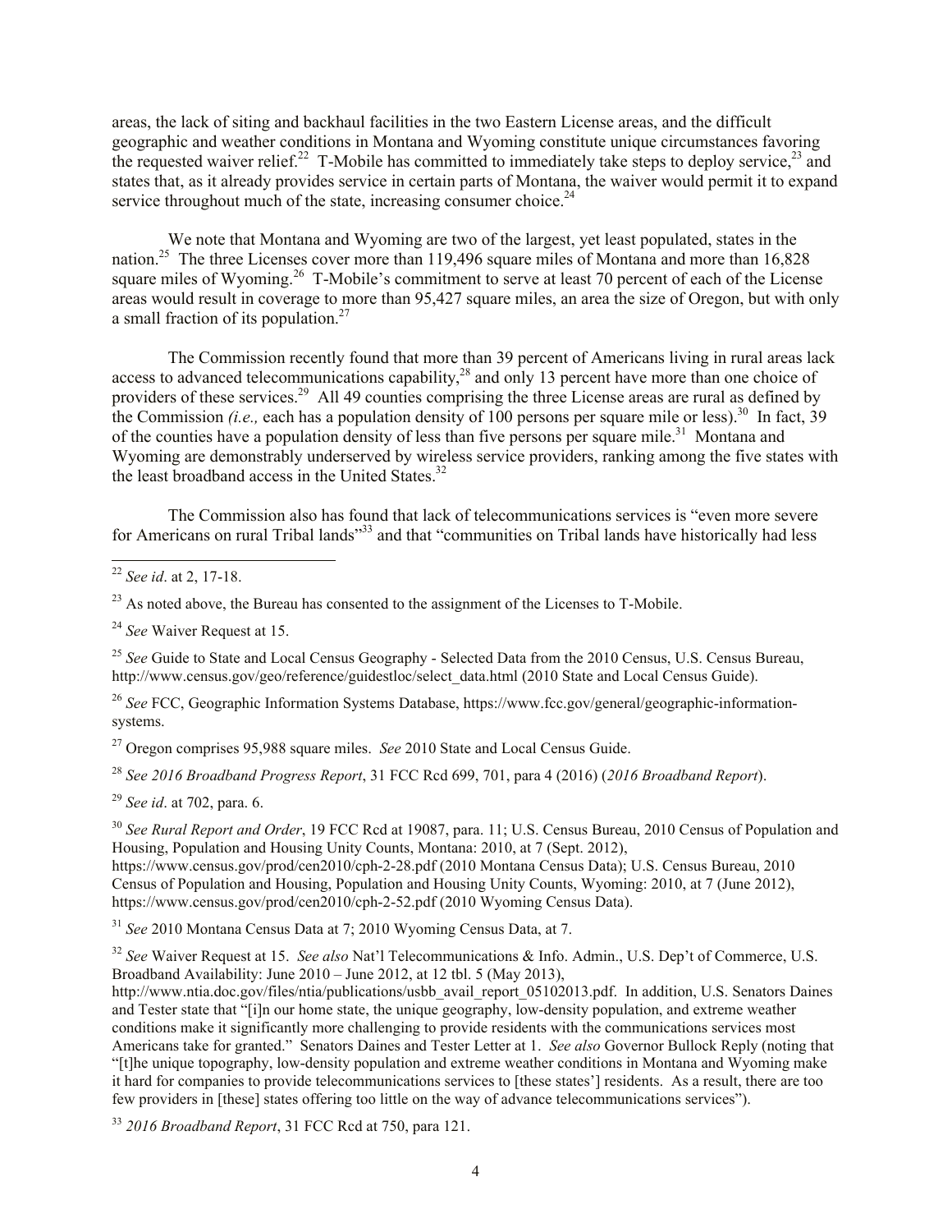areas, the lack of siting and backhaul facilities in the two Eastern License areas, and the difficult geographic and weather conditions in Montana and Wyoming constitute unique circumstances favoring the requested waiver relief.[22] T-Mobile has committed to immediately take steps to deploy service,[23] and states that, as it already provides service in certain parts of Montana, the waiver would permit it to expand service throughout much of the state, increasing consumer choice.[24]

We note that Montana and Wyoming are two of the largest, yet least populated, states in the nation.[25] The three Licenses cover more than 119,496 square miles of Montana and more than 16,828 square miles of Wyoming.[26] T-Mobile's commitment to serve at least 70 percent of each of the License areas would result in coverage to more than 95,427 square miles, an area the size of Oregon, but with only a small fraction of its population.[27]

The Commission recently found that more than 39 percent of Americans living in rural areas lack access to advanced telecommunications capability,[28] and only 13 percent have more than one choice of providers of these services.[29] All 49 counties comprising the three License areas are rural as defined by the Commission *(i.e.,* each has a population density of 100 persons per square mile or less).[30] In fact, 39 of the counties have a population density of less than five persons per square mile.[31] Montana and Wyoming are demonstrably underserved by wireless service providers, ranking among the five states with the least broadband access in the United States.[32]

The Commission also has found that lack of telecommunications services is "even more severe for Americans on rural Tribal lands"[33] and that "communities on Tribal lands have historically had less

---

[22] *See id*. at 2, 17-18.

[23] As noted above, the Bureau has consented to the assignment of the Licenses to T-Mobile.

[24] *See* Waiver Request at 15.

[25] *See* Guide to State and Local Census Geography - Selected Data from the 2010 Census, U.S. Census Bureau, http://www.census.gov/geo/reference/guidestloc/select_data.html (2010 State and Local Census Guide).

[26] *See* FCC, Geographic Information Systems Database, https://www.fcc.gov/general/geographic-information-systems.

[27] Oregon comprises 95,988 square miles. *See* 2010 State and Local Census Guide.

[28] *See 2016 Broadband Progress Report*, 31 FCC Rcd 699, 701, para 4 (2016) (*2016 Broadband Report*).

[29] *See id*. at 702, para. 6.

[30] *See Rural Report and Order*, 19 FCC Rcd at 19087, para. 11; U.S. Census Bureau, 2010 Census of Population and Housing, Population and Housing Unity Counts, Montana: 2010, at 7 (Sept. 2012), https://www.census.gov/prod/cen2010/cph-2-28.pdf (2010 Montana Census Data); U.S. Census Bureau, 2010 Census of Population and Housing, Population and Housing Unity Counts, Wyoming: 2010, at 7 (June 2012), https://www.census.gov/prod/cen2010/cph-2-52.pdf (2010 Wyoming Census Data).

[31] *See* 2010 Montana Census Data at 7; 2010 Wyoming Census Data, at 7.

[32] *See* Waiver Request at 15. *See also* Nat'l Telecommunications & Info. Admin., U.S. Dep't of Commerce, U.S. Broadband Availability: June 2010 – June 2012, at 12 tbl. 5 (May 2013), http://www.ntia.doc.gov/files/ntia/publications/usbb_avail_report_05102013.pdf. In addition, U.S. Senators Daines and Tester state that "[i]n our home state, the unique geography, low-density population, and extreme weather conditions make it significantly more challenging to provide residents with the communications services most Americans take for granted." Senators Daines and Tester Letter at 1. *See also* Governor Bullock Reply (noting that "[t]he unique topography, low-density population and extreme weather conditions in Montana and Wyoming make it hard for companies to provide telecommunications services to [these states'] residents. As a result, there are too few providers in [these] states offering too little on the way of advance telecommunications services").

[33] *2016 Broadband Report*, 31 FCC Rcd at 750, para 121.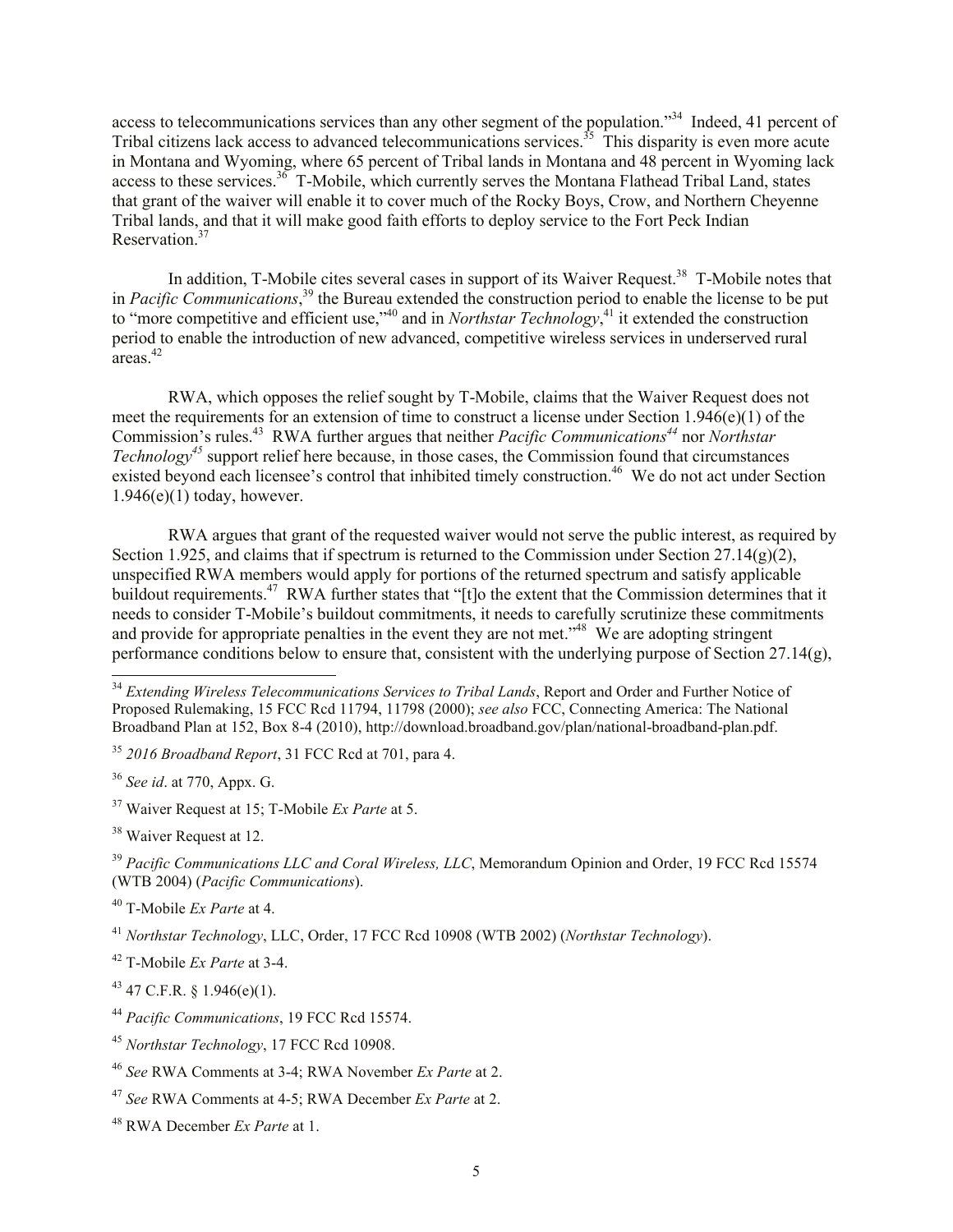access to telecommunications services than any other segment of the population."[34] Indeed, 41 percent of Tribal citizens lack access to advanced telecommunications services.[35] This disparity is even more acute in Montana and Wyoming, where 65 percent of Tribal lands in Montana and 48 percent in Wyoming lack access to these services.[36] T-Mobile, which currently serves the Montana Flathead Tribal Land, states that grant of the waiver will enable it to cover much of the Rocky Boys, Crow, and Northern Cheyenne Tribal lands, and that it will make good faith efforts to deploy service to the Fort Peck Indian Reservation.[37]

In addition, T-Mobile cites several cases in support of its Waiver Request.[38] T-Mobile notes that in *Pacific Communications*,[39] the Bureau extended the construction period to enable the license to be put to "more competitive and efficient use,"[40] and in *Northstar Technology*,[41] it extended the construction period to enable the introduction of new advanced, competitive wireless services in underserved rural areas.[42]

RWA, which opposes the relief sought by T-Mobile, claims that the Waiver Request does not meet the requirements for an extension of time to construct a license under Section 1.946(e)(1) of the Commission's rules.[43] RWA further argues that neither *Pacific Communications*[44] nor *Northstar Technology*[45] support relief here because, in those cases, the Commission found that circumstances existed beyond each licensee's control that inhibited timely construction.[46] We do not act under Section 1.946(e)(1) today, however.

RWA argues that grant of the requested waiver would not serve the public interest, as required by Section 1.925, and claims that if spectrum is returned to the Commission under Section 27.14(g)(2), unspecified RWA members would apply for portions of the returned spectrum and satisfy applicable buildout requirements.[47] RWA further states that "[t]o the extent that the Commission determines that it needs to consider T-Mobile's buildout commitments, it needs to carefully scrutinize these commitments and provide for appropriate penalties in the event they are not met."[48] We are adopting stringent performance conditions below to ensure that, consistent with the underlying purpose of Section 27.14(g),

---

[34] *Extending Wireless Telecommunications Services to Tribal Lands*, Report and Order and Further Notice of Proposed Rulemaking, 15 FCC Rcd 11794, 11798 (2000); *see also* FCC, Connecting America: The National Broadband Plan at 152, Box 8-4 (2010), http://download.broadband.gov/plan/national-broadband-plan.pdf.

[35] *2016 Broadband Report*, 31 FCC Rcd at 701, para 4.

[36] *See id*. at 770, Appx. G.

[37] Waiver Request at 15; T-Mobile *Ex Parte* at 5.

[38] Waiver Request at 12.

[39] *Pacific Communications LLC and Coral Wireless, LLC*, Memorandum Opinion and Order, 19 FCC Rcd 15574 (WTB 2004) (*Pacific Communications*).

[40] T-Mobile *Ex Parte* at 4.

[41] *Northstar Technology*, LLC, Order, 17 FCC Rcd 10908 (WTB 2002) (*Northstar Technology*).

[42] T-Mobile *Ex Parte* at 3-4.

[43] 47 C.F.R. § 1.946(e)(1).

[44] *Pacific Communications*, 19 FCC Rcd 15574.

[45] *Northstar Technology*, 17 FCC Rcd 10908.

[46] *See* RWA Comments at 3-4; RWA November *Ex Parte* at 2.

[47] *See* RWA Comments at 4-5; RWA December *Ex Parte* at 2.

[48] RWA December *Ex Parte* at 1.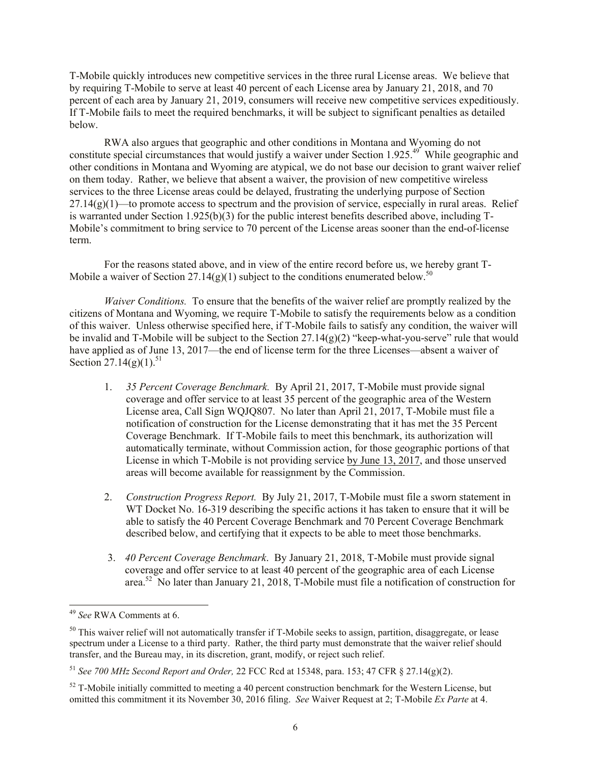T-Mobile quickly introduces new competitive services in the three rural License areas. We believe that by requiring T-Mobile to serve at least 40 percent of each License area by January 21, 2018, and 70 percent of each area by January 21, 2019, consumers will receive new competitive services expeditiously. If T-Mobile fails to meet the required benchmarks, it will be subject to significant penalties as detailed below.

RWA also argues that geographic and other conditions in Montana and Wyoming do not constitute special circumstances that would justify a waiver under Section 1.925.[49] While geographic and other conditions in Montana and Wyoming are atypical, we do not base our decision to grant waiver relief on them today. Rather, we believe that absent a waiver, the provision of new competitive wireless services to the three License areas could be delayed, frustrating the underlying purpose of Section 27.14(g)(1)—to promote access to spectrum and the provision of service, especially in rural areas. Relief is warranted under Section 1.925(b)(3) for the public interest benefits described above, including T-Mobile's commitment to bring service to 70 percent of the License areas sooner than the end-of-license term.

For the reasons stated above, and in view of the entire record before us, we hereby grant T-Mobile a waiver of Section 27.14(g)(1) subject to the conditions enumerated below.[50]

*Waiver Conditions.* To ensure that the benefits of the waiver relief are promptly realized by the citizens of Montana and Wyoming, we require T-Mobile to satisfy the requirements below as a condition of this waiver. Unless otherwise specified here, if T-Mobile fails to satisfy any condition, the waiver will be invalid and T-Mobile will be subject to the Section 27.14(g)(2) "keep-what-you-serve" rule that would have applied as of June 13, 2017—the end of license term for the three Licenses—absent a waiver of Section 27.14(g)(1).[51]

1. *35 Percent Coverage Benchmark.* By April 21, 2017, T-Mobile must provide signal coverage and offer service to at least 35 percent of the geographic area of the Western License area, Call Sign WQJQ807. No later than April 21, 2017, T-Mobile must file a notification of construction for the License demonstrating that it has met the 35 Percent Coverage Benchmark. If T-Mobile fails to meet this benchmark, its authorization will automatically terminate, without Commission action, for those geographic portions of that License in which T-Mobile is not providing service by June 13, 2017, and those unserved areas will become available for reassignment by the Commission.

2. *Construction Progress Report.* By July 21, 2017, T-Mobile must file a sworn statement in WT Docket No. 16-319 describing the specific actions it has taken to ensure that it will be able to satisfy the 40 Percent Coverage Benchmark and 70 Percent Coverage Benchmark described below, and certifying that it expects to be able to meet those benchmarks.

3. *40 Percent Coverage Benchmark.* By January 21, 2018, T-Mobile must provide signal coverage and offer service to at least 40 percent of the geographic area of each License area.[52] No later than January 21, 2018, T-Mobile must file a notification of construction for

---

[49] *See* RWA Comments at 6.

[50] This waiver relief will not automatically transfer if T-Mobile seeks to assign, partition, disaggregate, or lease spectrum under a License to a third party. Rather, the third party must demonstrate that the waiver relief should transfer, and the Bureau may, in its discretion, grant, modify, or reject such relief.

[51] *See 700 MHz Second Report and Order,* 22 FCC Rcd at 15348, para. 153; 47 CFR § 27.14(g)(2).

[52] T-Mobile initially committed to meeting a 40 percent construction benchmark for the Western License, but omitted this commitment it its November 30, 2016 filing. *See* Waiver Request at 2; T-Mobile *Ex Parte* at 4.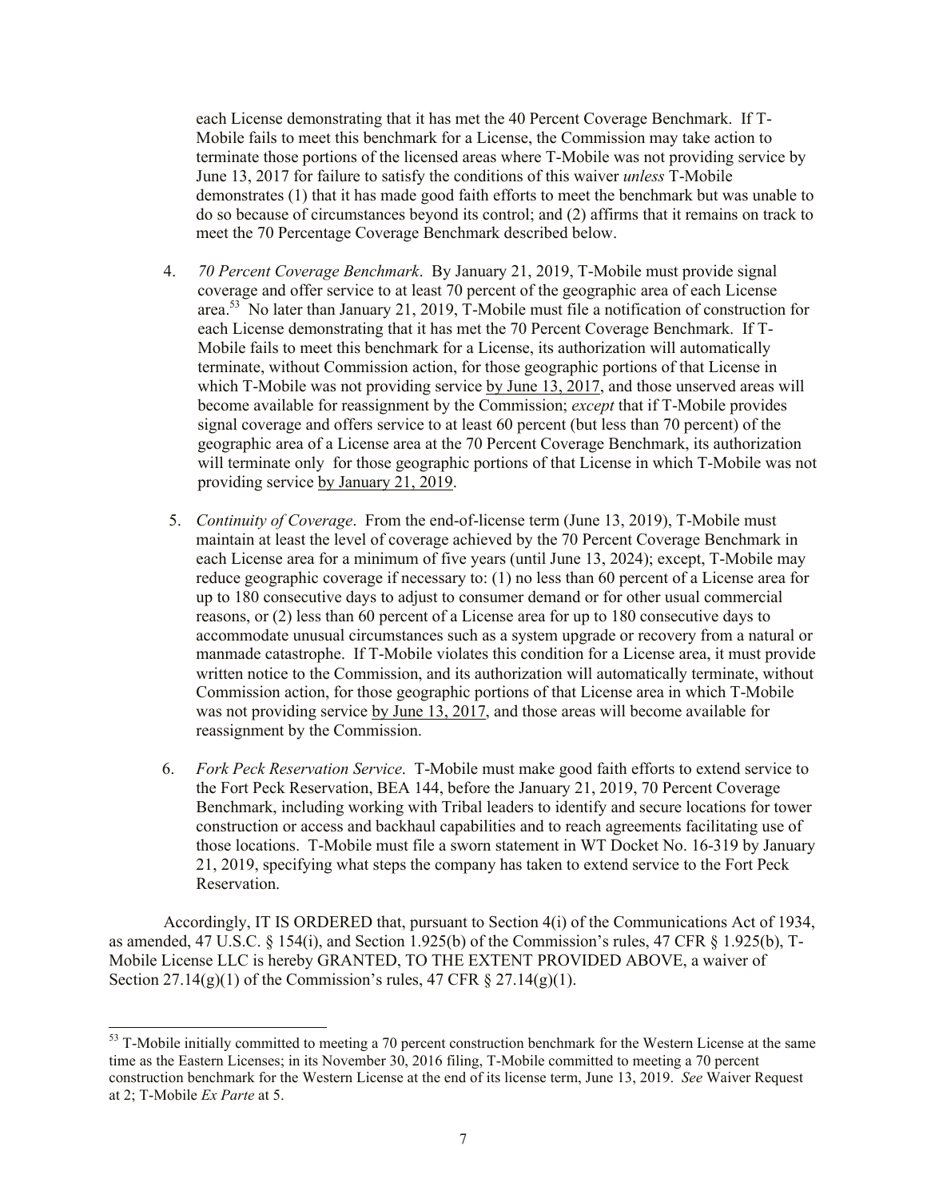each License demonstrating that it has met the 40 Percent Coverage Benchmark. If T-Mobile fails to meet this benchmark for a License, the Commission may take action to terminate those portions of the licensed areas where T-Mobile was not providing service by June 13, 2017 for failure to satisfy the conditions of this waiver *unless* T-Mobile demonstrates (1) that it has made good faith efforts to meet the benchmark but was unable to do so because of circumstances beyond its control; and (2) affirms that it remains on track to meet the 70 Percentage Coverage Benchmark described below.

4. *70 Percent Coverage Benchmark*. By January 21, 2019, T-Mobile must provide signal coverage and offer service to at least 70 percent of the geographic area of each License area.[53] No later than January 21, 2019, T-Mobile must file a notification of construction for each License demonstrating that it has met the 70 Percent Coverage Benchmark. If T-Mobile fails to meet this benchmark for a License, its authorization will automatically terminate, without Commission action, for those geographic portions of that License in which T-Mobile was not providing service <u>by June 13, 2017</u>, and those unserved areas will become available for reassignment by the Commission; *except* that if T-Mobile provides signal coverage and offers service to at least 60 percent (but less than 70 percent) of the geographic area of a License area at the 70 Percent Coverage Benchmark, its authorization will terminate only for those geographic portions of that License in which T-Mobile was not providing service <u>by January 21, 2019</u>.

5. *Continuity of Coverage*. From the end-of-license term (June 13, 2019), T-Mobile must maintain at least the level of coverage achieved by the 70 Percent Coverage Benchmark in each License area for a minimum of five years (until June 13, 2024); except, T-Mobile may reduce geographic coverage if necessary to: (1) no less than 60 percent of a License area for up to 180 consecutive days to adjust to consumer demand or for other usual commercial reasons, or (2) less than 60 percent of a License area for up to 180 consecutive days to accommodate unusual circumstances such as a system upgrade or recovery from a natural or manmade catastrophe. If T-Mobile violates this condition for a License area, it must provide written notice to the Commission, and its authorization will automatically terminate, without Commission action, for those geographic portions of that License area in which T-Mobile was not providing service <u>by June 13, 2017</u>, and those areas will become available for reassignment by the Commission.

6. *Fork Peck Reservation Service*. T-Mobile must make good faith efforts to extend service to the Fort Peck Reservation, BEA 144, before the January 21, 2019, 70 Percent Coverage Benchmark, including working with Tribal leaders to identify and secure locations for tower construction or access and backhaul capabilities and to reach agreements facilitating use of those locations. T-Mobile must file a sworn statement in WT Docket No. 16-319 by January 21, 2019, specifying what steps the company has taken to extend service to the Fort Peck Reservation.

Accordingly, IT IS ORDERED that, pursuant to Section 4(i) of the Communications Act of 1934, as amended, 47 U.S.C. § 154(i), and Section 1.925(b) of the Commission's rules, 47 CFR § 1.925(b), T-Mobile License LLC is hereby GRANTED, TO THE EXTENT PROVIDED ABOVE, a waiver of Section 27.14(g)(1) of the Commission's rules, 47 CFR § 27.14(g)(1).

---

[53] T-Mobile initially committed to meeting a 70 percent construction benchmark for the Western License at the same time as the Eastern Licenses; in its November 30, 2016 filing, T-Mobile committed to meeting a 70 percent construction benchmark for the Western License at the end of its license term, June 13, 2019. *See* Waiver Request at 2; T-Mobile *Ex Parte* at 5.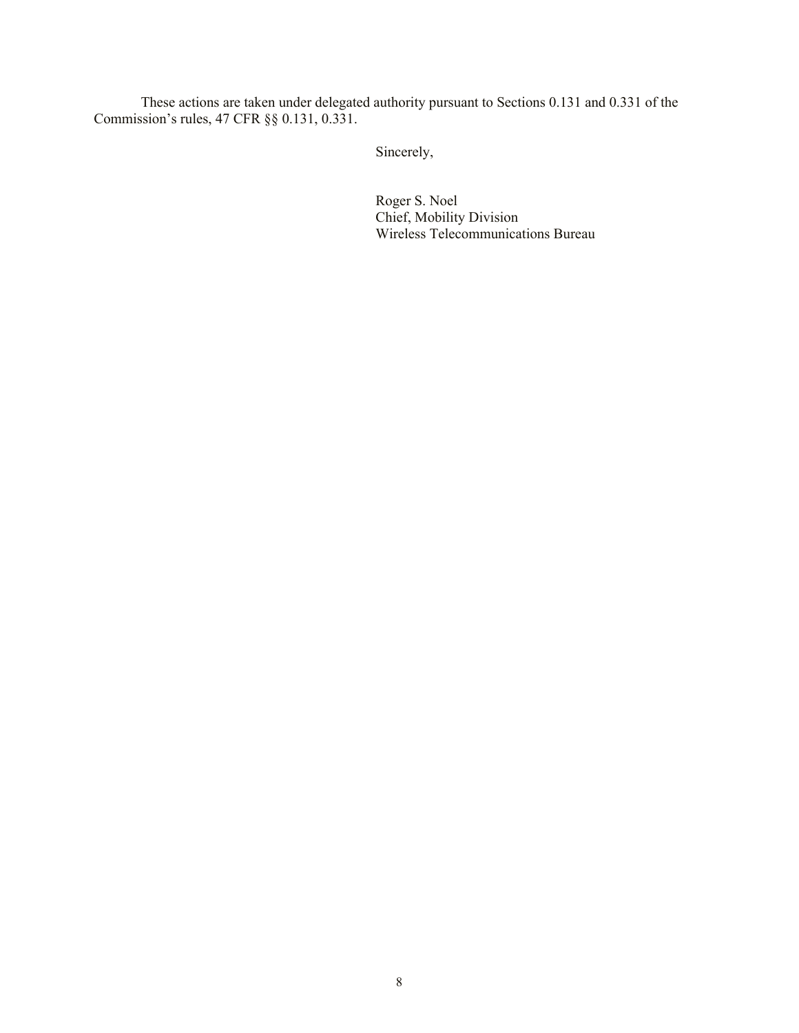These actions are taken under delegated authority pursuant to Sections 0.131 and 0.331 of the Commission's rules, 47 CFR §§ 0.131, 0.331.

Sincerely,

Roger S. Noel
Chief, Mobility Division
Wireless Telecommunications Bureau